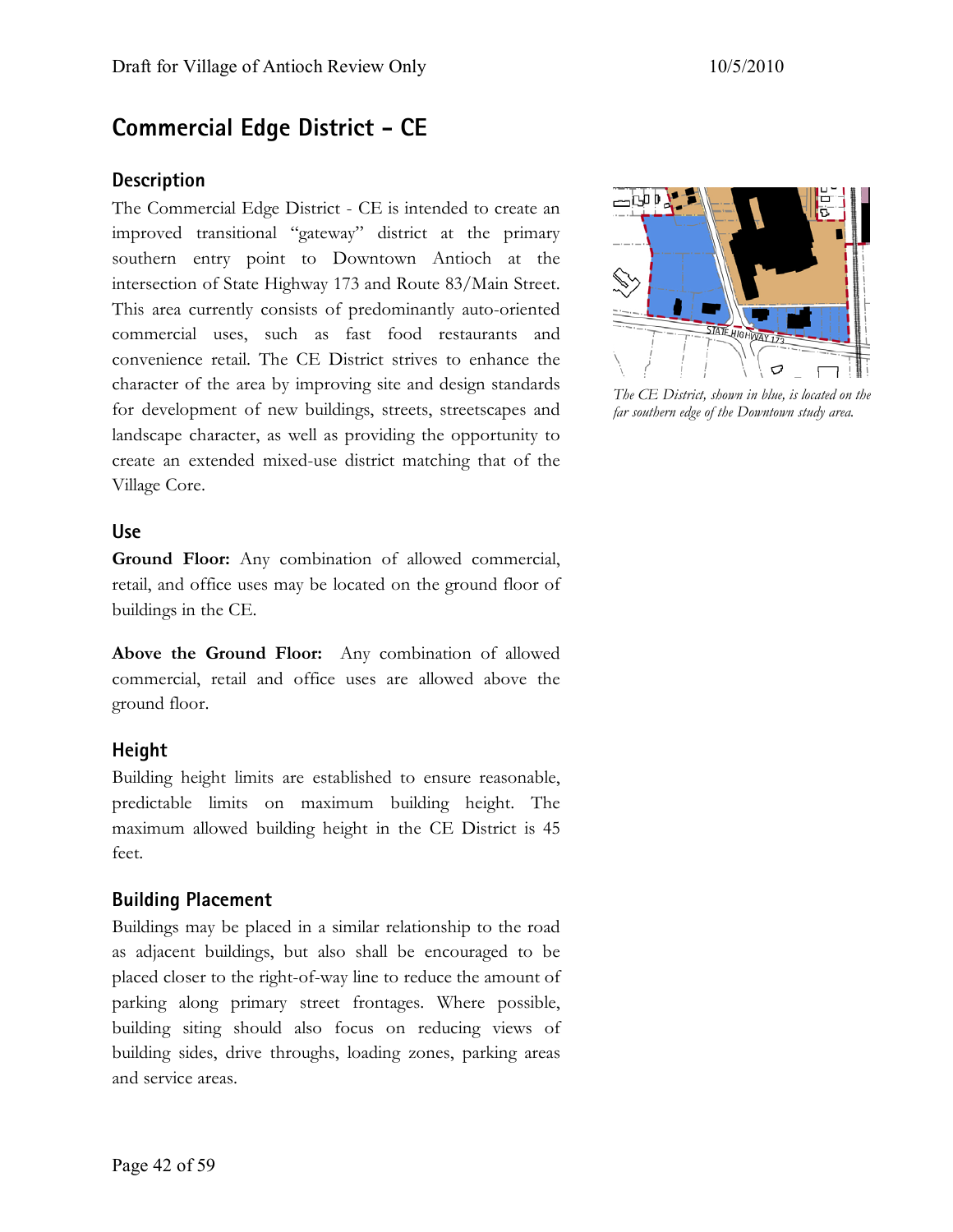# Commercial Edge District - CE

## Description

The Commercial Edge District - CE is intended to create an improved transitional "gateway" district at the primary southern entry point to Downtown Antioch at the intersection of State Highway 173 and Route 83/Main Street. This area currently consists of predominantly auto-oriented commercial uses, such as fast food restaurants and convenience retail. The CE District strives to enhance the character of the area by improving site and design standards for development of new buildings, streets, streetscapes and landscape character, as well as providing the opportunity to create an extended mixed-use district matching that of the Village Core.

*The CE District, shown in blue, is located on the far southern edge of the Downtown study area.*

## Use

**Ground Floor:** Any combination of allowed commercial, retail, and office uses may be located on the ground floor of buildings in the CE.

**Above the Ground Floor:** Any combination of allowed commercial, retail and office uses are allowed above the ground floor.

## Height

Building height limits are established to ensure reasonable, predictable limits on maximum building height. The maximum allowed building height in the CE District is 45 feet.

## Building Placement

Buildings may be placed in a similar relationship to the road as adjacent buildings, but also shall be encouraged to be placed closer to the right-of-way line to reduce the amount of parking along primary street frontages. Where possible, building siting should also focus on reducing views of building sides, drive throughs, loading zones, parking areas and service areas.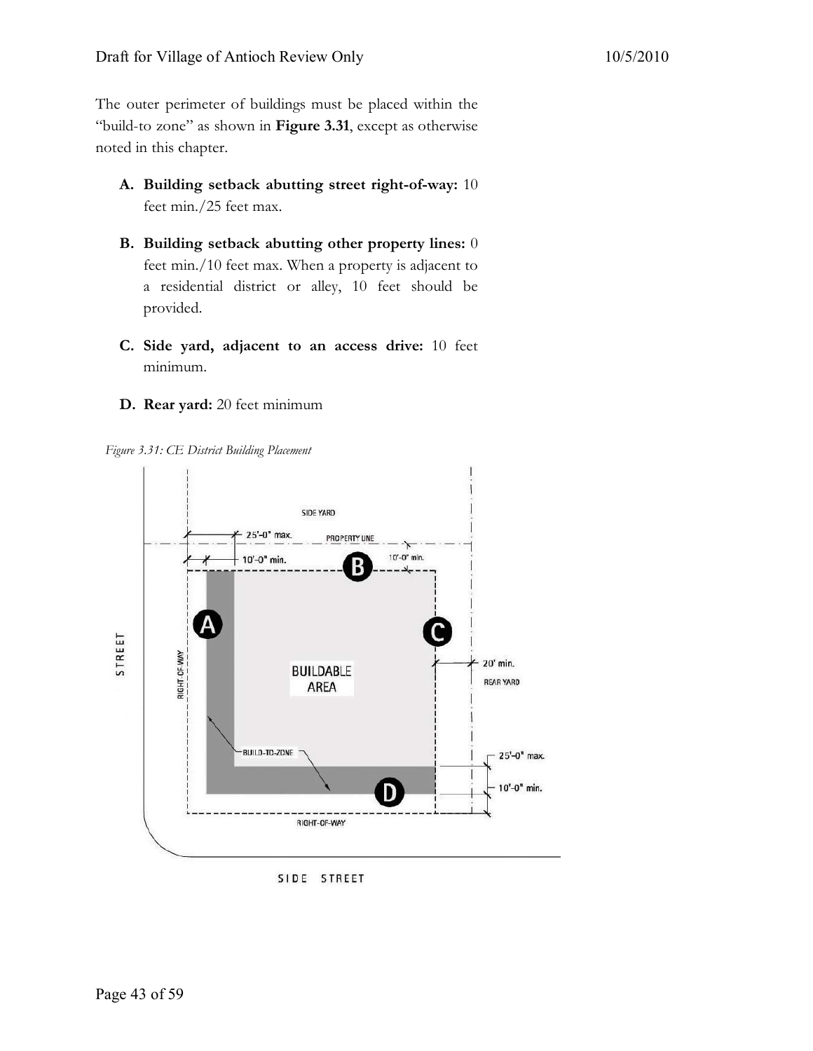The outer perimeter of buildings must be placed within the "build-to zone" as shown in **Figure 3.31**, except as otherwise noted in this chapter.

- **A. Building setback abutting street right-of-way:** 10 feet min./25 feet max.
- **B. Building setback abutting other property lines:** 0 feet min./10 feet max. When a property is adjacent to a residential district or alley, 10 feet should be provided.
- **C. Side yard, adjacent to an access drive:** 10 feet minimum.
- **D. Rear yard:** 20 feet minimum

*Figure 3.31: CE District Building Placement*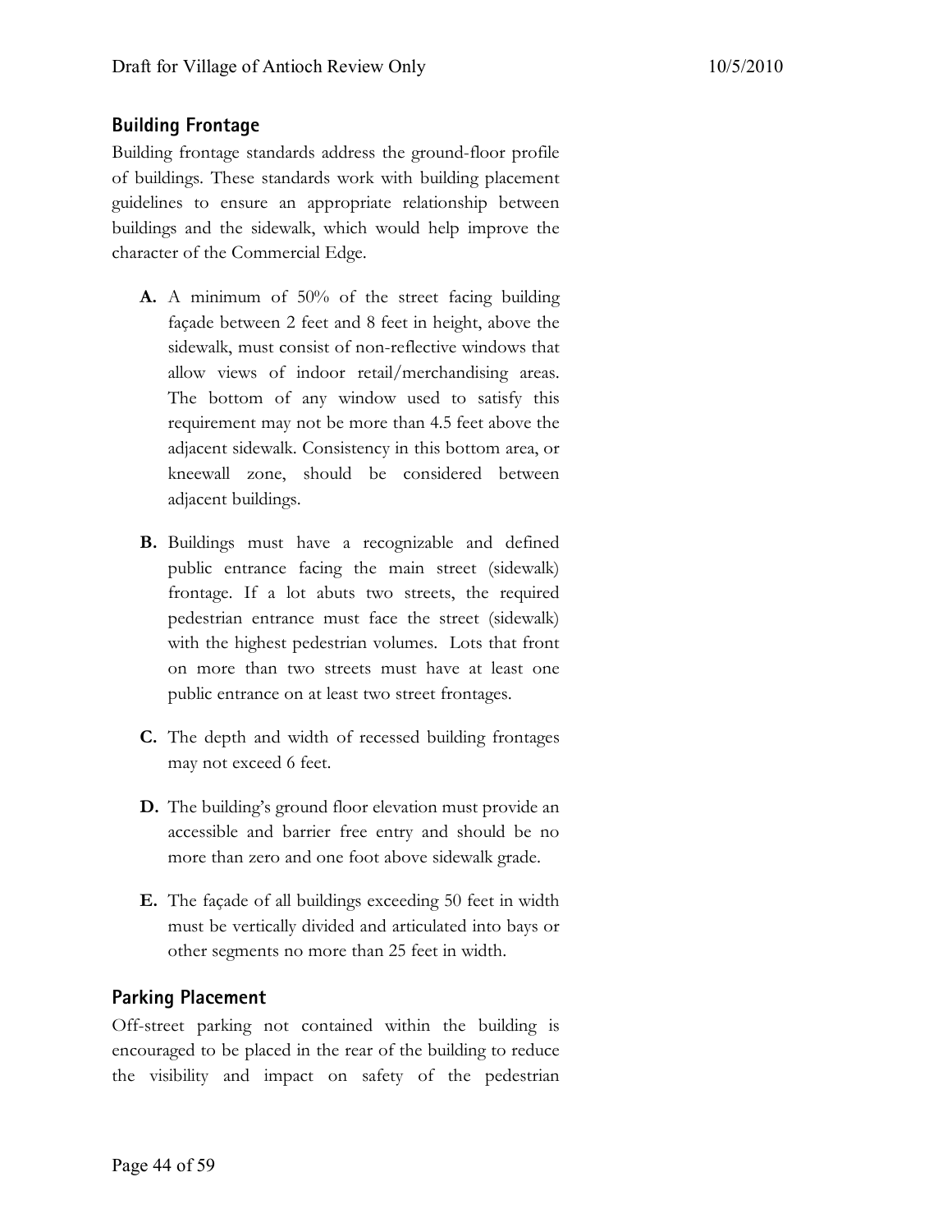## Building Frontage

Building frontage standards address the ground-floor profile of buildings. These standards work with building placement guidelines to ensure an appropriate relationship between buildings and the sidewalk, which would help improve the character of the Commercial Edge.

**A.** A minimum of 50% of the street facing building façade between 2 feet and 8 feet in height, above the sidewalk, must consist of non-reflective windows that allow views of indoor retail/merchandising areas. The bottom of any window used to satisfy this requirement may not be more than 4.5 feet above the adjacent sidewalk. Consistency in this bottom area, or kneewall zone, should be considered between adjacent buildings.

**B.** Buildings must have a recognizable and defined public entrance facing the main street (sidewalk) frontage. If a lot abuts two streets, the required pedestrian entrance must face the street (sidewalk) with the highest pedestrian volumes. Lots that front on more than two streets must have at least one public entrance on at least two street frontages.

**C.** The depth and width of recessed building frontages may not exceed 6 feet.

**D.** The building's ground floor elevation must provide an accessible and barrier free entry and should be no more than zero and one foot above sidewalk grade.

**E.** The façade of all buildings exceeding 50 feet in width must be vertically divided and articulated into bays or other segments no more than 25 feet in width.

## Parking Placement

Off-street parking not contained within the building is encouraged to be placed in the rear of the building to reduce the visibility and impact on safety of the pedestrian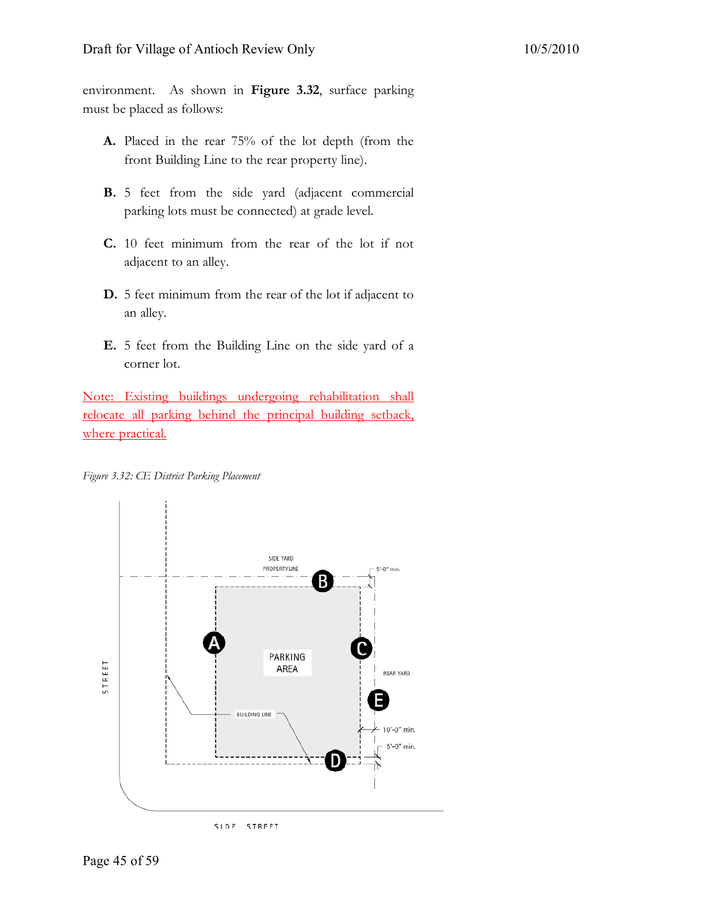environment. As shown in **Figure 3.32**, surface parking must be placed as follows:

**A.** Placed in the rear 75% of the lot depth (from the front Building Line to the rear property line).

**B.** 5 feet from the side yard (adjacent commercial parking lots must be connected) at grade level.

**C.** 10 feet minimum from the rear of the lot if not adjacent to an alley.

**D.** 5 feet minimum from the rear of the lot if adjacent to an alley.

**E.** 5 feet from the Building Line on the side yard of a corner lot.

Note: Existing buildings undergoing rehabilitation shall relocate all parking behind the principal building setback, where practical.

*Figure 3.32: CE District Parking Placement*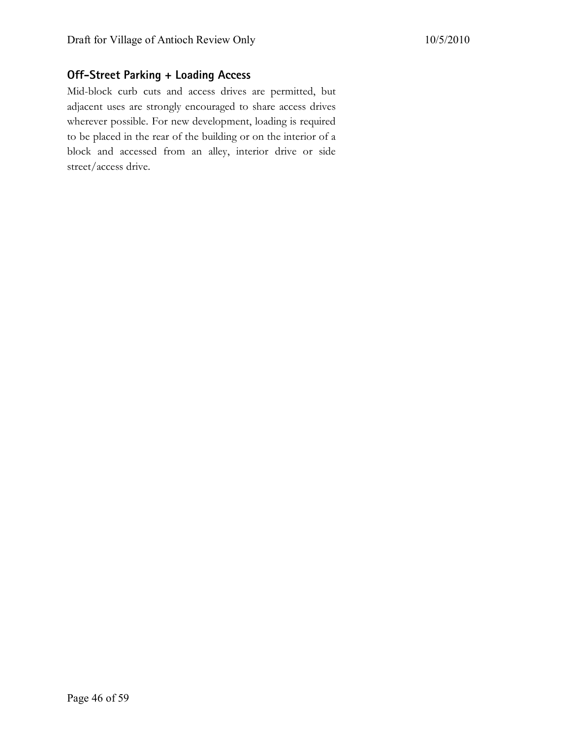### Off-Street Parking + Loading Access

Mid-block curb cuts and access drives are permitted, but adjacent uses are strongly encouraged to share access drives wherever possible. For new development, loading is required to be placed in the rear of the building or on the interior of a block and accessed from an alley, interior drive or side street/access drive.